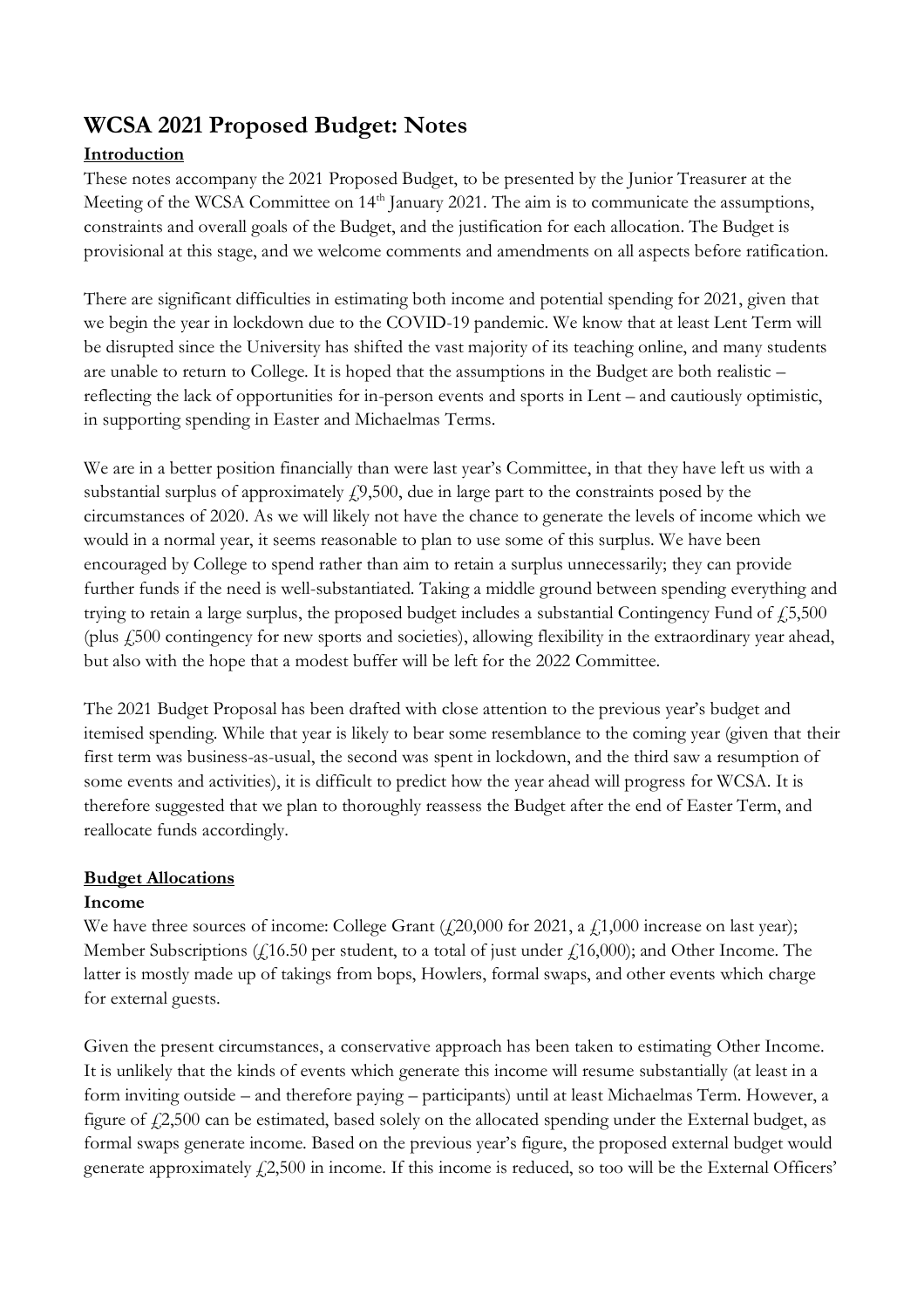# WCSA 2021 Proposed Budget: Notes

**Introduction**

These notes accompany the 2021 Proposed Budget, to be presented by the Junior Treasurer at the Meeting of the WCSA Committee on 14th January 2021. The aim is to communicate the assumptions, constraints and overall goals of the Budget, and the justification for each allocation. The Budget is provisional at this stage, and we welcome comments and amendments on all aspects before ratification.

There are significant difficulties in estimating both income and potential spending for 2021, given that we begin the year in lockdown due to the COVID-19 pandemic. We know that at least Lent Term will be disrupted since the University has shifted the vast majority of its teaching online, and many students are unable to return to College. It is hoped that the assumptions in the Budget are both realistic – reflecting the lack of opportunities for in-person events and sports in Lent – and cautiously optimistic, in supporting spending in Easter and Michaelmas Terms.

We are in a better position financially than were last year's Committee, in that they have left us with a substantial surplus of approximately £9,500, due in large part to the constraints posed by the circumstances of 2020. As we will likely not have the chance to generate the levels of income which we would in a normal year, it seems reasonable to plan to use some of this surplus. We have been encouraged by College to spend rather than aim to retain a surplus unnecessarily; they can provide further funds if the need is well-substantiated. Taking a middle ground between spending everything and trying to retain a large surplus, the proposed budget includes a substantial Contingency Fund of £5,500 (plus £500 contingency for new sports and societies), allowing flexibility in the extraordinary year ahead, but also with the hope that a modest buffer will be left for the 2022 Committee.

The 2021 Budget Proposal has been drafted with close attention to the previous year's budget and itemised spending. While that year is likely to bear some resemblance to the coming year (given that their first term was business-as-usual, the second was spent in lockdown, and the third saw a resumption of some events and activities), it is difficult to predict how the year ahead will progress for WCSA. It is therefore suggested that we plan to thoroughly reassess the Budget after the end of Easter Term, and reallocate funds accordingly.

**Budget Allocations**

**Income**

We have three sources of income: College Grant (£20,000 for 2021, a £1,000 increase on last year); Member Subscriptions (£16.50 per student, to a total of just under £16,000); and Other Income. The latter is mostly made up of takings from bops, Howlers, formal swaps, and other events which charge for external guests.

Given the present circumstances, a conservative approach has been taken to estimating Other Income. It is unlikely that the kinds of events which generate this income will resume substantially (at least in a form inviting outside – and therefore paying – participants) until at least Michaelmas Term. However, a figure of £2,500 can be estimated, based solely on the allocated spending under the External budget, as formal swaps generate income. Based on the previous year's figure, the proposed external budget would generate approximately £2,500 in income. If this income is reduced, so too will be the External Officers'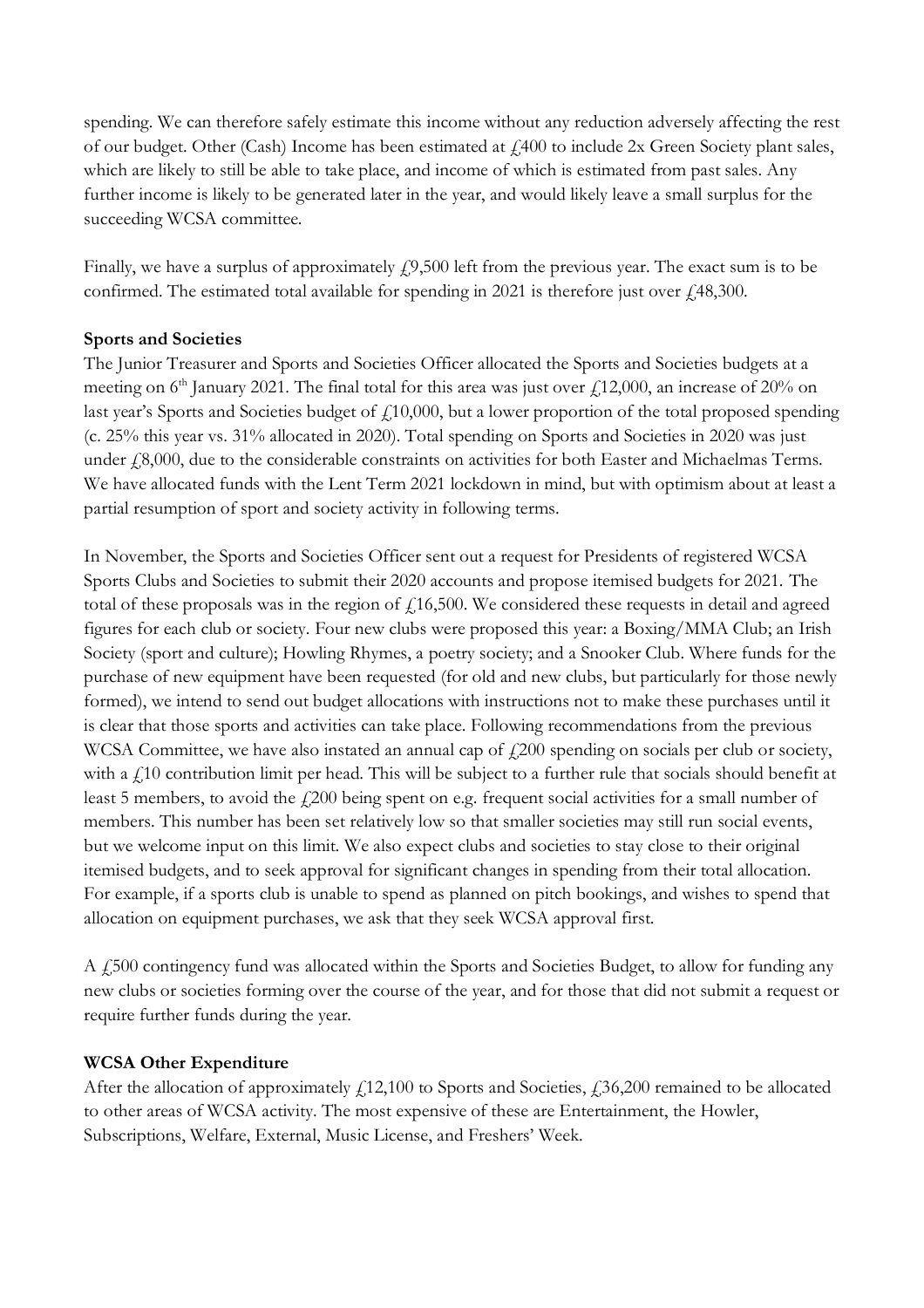spending. We can therefore safely estimate this income without any reduction adversely affecting the rest of our budget. Other (Cash) Income has been estimated at £400 to include 2x Green Society plant sales, which are likely to still be able to take place, and income of which is estimated from past sales. Any further income is likely to be generated later in the year, and would likely leave a small surplus for the succeeding WCSA committee.

Finally, we have a surplus of approximately £9,500 left from the previous year. The exact sum is to be confirmed. The estimated total available for spending in 2021 is therefore just over £48,300.

**Sports and Societies**

The Junior Treasurer and Sports and Societies Officer allocated the Sports and Societies budgets at a meeting on 6th January 2021. The final total for this area was just over £12,000, an increase of 20% on last year's Sports and Societies budget of £10,000, but a lower proportion of the total proposed spending (c. 25% this year vs. 31% allocated in 2020). Total spending on Sports and Societies in 2020 was just under £8,000, due to the considerable constraints on activities for both Easter and Michaelmas Terms. We have allocated funds with the Lent Term 2021 lockdown in mind, but with optimism about at least a partial resumption of sport and society activity in following terms.

In November, the Sports and Societies Officer sent out a request for Presidents of registered WCSA Sports Clubs and Societies to submit their 2020 accounts and propose itemised budgets for 2021. The total of these proposals was in the region of £16,500. We considered these requests in detail and agreed figures for each club or society. Four new clubs were proposed this year: a Boxing/MMA Club; an Irish Society (sport and culture); Howling Rhymes, a poetry society; and a Snooker Club. Where funds for the purchase of new equipment have been requested (for old and new clubs, but particularly for those newly formed), we intend to send out budget allocations with instructions not to make these purchases until it is clear that those sports and activities can take place. Following recommendations from the previous WCSA Committee, we have also instated an annual cap of £200 spending on socials per club or society, with a £10 contribution limit per head. This will be subject to a further rule that socials should benefit at least 5 members, to avoid the £200 being spent on e.g. frequent social activities for a small number of members. This number has been set relatively low so that smaller societies may still run social events, but we welcome input on this limit. We also expect clubs and societies to stay close to their original itemised budgets, and to seek approval for significant changes in spending from their total allocation. For example, if a sports club is unable to spend as planned on pitch bookings, and wishes to spend that allocation on equipment purchases, we ask that they seek WCSA approval first.

A £500 contingency fund was allocated within the Sports and Societies Budget, to allow for funding any new clubs or societies forming over the course of the year, and for those that did not submit a request or require further funds during the year.

**WCSA Other Expenditure**

After the allocation of approximately £12,100 to Sports and Societies, £36,200 remained to be allocated to other areas of WCSA activity. The most expensive of these are Entertainment, the Howler, Subscriptions, Welfare, External, Music License, and Freshers' Week.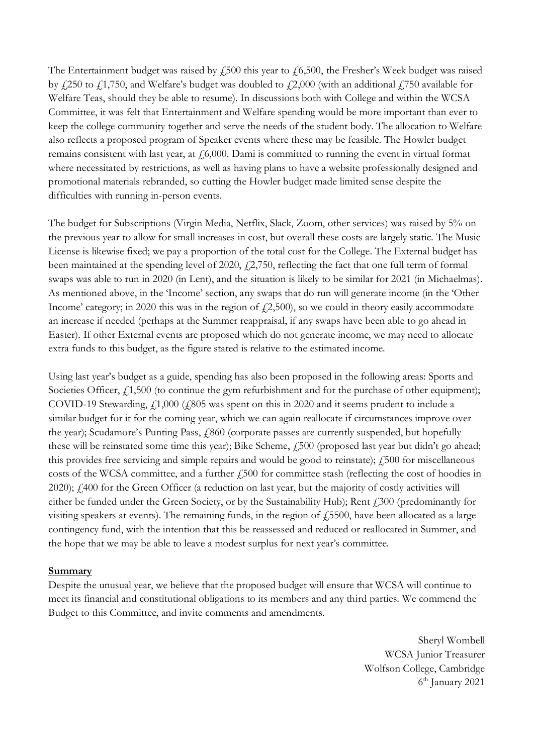The Entertainment budget was raised by £500 this year to £6,500, the Fresher's Week budget was raised by £250 to £1,750, and Welfare's budget was doubled to £2,000 (with an additional £750 available for Welfare Teas, should they be able to resume). In discussions both with College and within the WCSA Committee, it was felt that Entertainment and Welfare spending would be more important than ever to keep the college community together and serve the needs of the student body. The allocation to Welfare also reflects a proposed program of Speaker events where these may be feasible. The Howler budget remains consistent with last year, at £6,000. Dami is committed to running the event in virtual format where necessitated by restrictions, as well as having plans to have a website professionally designed and promotional materials rebranded, so cutting the Howler budget made limited sense despite the difficulties with running in-person events.

The budget for Subscriptions (Virgin Media, Netflix, Slack, Zoom, other services) was raised by 5% on the previous year to allow for small increases in cost, but overall these costs are largely static. The Music License is likewise fixed; we pay a proportion of the total cost for the College. The External budget has been maintained at the spending level of 2020, £2,750, reflecting the fact that one full term of formal swaps was able to run in 2020 (in Lent), and the situation is likely to be similar for 2021 (in Michaelmas). As mentioned above, in the 'Income' section, any swaps that do run will generate income (in the 'Other Income' category; in 2020 this was in the region of £2,500), so we could in theory easily accommodate an increase if needed (perhaps at the Summer reappraisal, if any swaps have been able to go ahead in Easter). If other External events are proposed which do not generate income, we may need to allocate extra funds to this budget, as the figure stated is relative to the estimated income.

Using last year's budget as a guide, spending has also been proposed in the following areas: Sports and Societies Officer, £1,500 (to continue the gym refurbishment and for the purchase of other equipment); COVID-19 Stewarding, £1,000 (£805 was spent on this in 2020 and it seems prudent to include a similar budget for it for the coming year, which we can again reallocate if circumstances improve over the year); Scudamore's Punting Pass, £860 (corporate passes are currently suspended, but hopefully these will be reinstated some time this year); Bike Scheme, £500 (proposed last year but didn't go ahead; this provides free servicing and simple repairs and would be good to reinstate); £500 for miscellaneous costs of the WCSA committee, and a further £500 for committee stash (reflecting the cost of hoodies in 2020); £400 for the Green Officer (a reduction on last year, but the majority of costly activities will either be funded under the Green Society, or by the Sustainability Hub); Rent £300 (predominantly for visiting speakers at events). The remaining funds, in the region of £5500, have been allocated as a large contingency fund, with the intention that this be reassessed and reduced or reallocated in Summer, and the hope that we may be able to leave a modest surplus for next year's committee.

**Summary**

Despite the unusual year, we believe that the proposed budget will ensure that WCSA will continue to meet its financial and constitutional obligations to its members and any third parties. We commend the Budget to this Committee, and invite comments and amendments.

Sheryl Wombell
WCSA Junior Treasurer
Wolfson College, Cambridge
6th January 2021